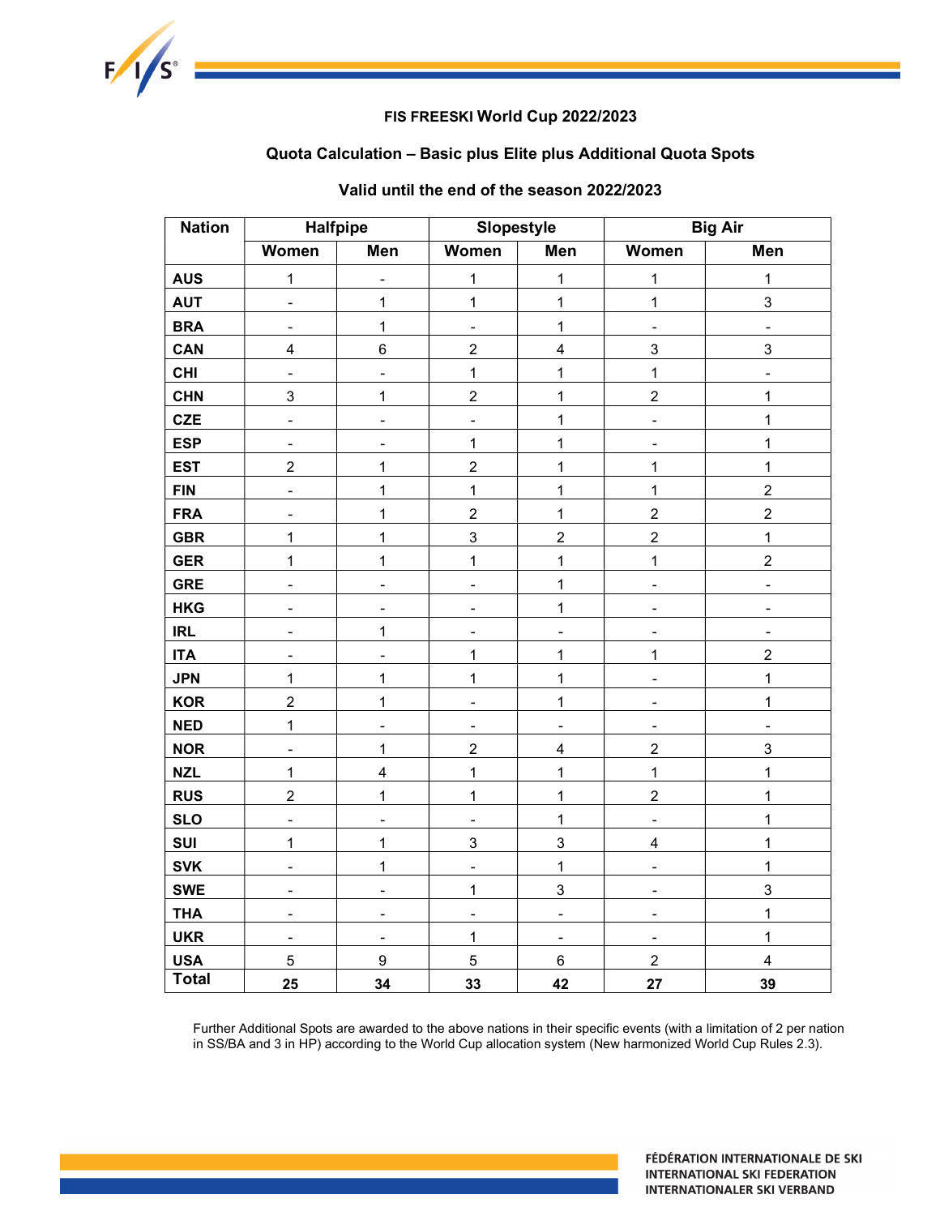**FIS FREESKI World Cup 2022/2023**

**Quota Calculation – Basic plus Elite plus Additional Quota Spots**

**Valid until the end of the season 2022/2023**

| Nation | Halfpipe | | Slopestyle | | Big Air | |
|---|---|---|---|---|---|---|
| | Women | Men | Women | Men | Women | Men |
| **AUS** | 1 | - | 1 | 1 | 1 | 1 |
| **AUT** | - | 1 | 1 | 1 | 1 | 3 |
| **BRA** | - | 1 | - | 1 | - | - |
| **CAN** | 4 | 6 | 2 | 4 | 3 | 3 |
| **CHI** | - | - | 1 | 1 | 1 | - |
| **CHN** | 3 | 1 | 2 | 1 | 2 | 1 |
| **CZE** | - | - | - | 1 | - | 1 |
| **ESP** | - | - | 1 | 1 | - | 1 |
| **EST** | 2 | 1 | 2 | 1 | 1 | 1 |
| **FIN** | - | 1 | 1 | 1 | 1 | 2 |
| **FRA** | - | 1 | 2 | 1 | 2 | 2 |
| **GBR** | 1 | 1 | 3 | 2 | 2 | 1 |
| **GER** | 1 | 1 | 1 | 1 | 1 | 2 |
| **GRE** | - | - | - | 1 | - | - |
| **HKG** | - | - | - | 1 | - | - |
| **IRL** | - | 1 | - | - | - | - |
| **ITA** | - | - | 1 | 1 | 1 | 2 |
| **JPN** | 1 | 1 | 1 | 1 | - | 1 |
| **KOR** | 2 | 1 | - | 1 | - | 1 |
| **NED** | 1 | - | - | - | - | - |
| **NOR** | - | 1 | 2 | 4 | 2 | 3 |
| **NZL** | 1 | 4 | 1 | 1 | 1 | 1 |
| **RUS** | 2 | 1 | 1 | 1 | 2 | 1 |
| **SLO** | - | - | - | 1 | - | 1 |
| **SUI** | 1 | 1 | 3 | 3 | 4 | 1 |
| **SVK** | - | 1 | - | 1 | - | 1 |
| **SWE** | - | - | 1 | 3 | - | 3 |
| **THA** | - | - | - | - | - | 1 |
| **UKR** | - | - | 1 | - | - | 1 |
| **USA** | 5 | 9 | 5 | 6 | 2 | 4 |
| **Total** | **25** | **34** | **33** | **42** | **27** | **39** |

Further Additional Spots are awarded to the above nations in their specific events (with a limitation of 2 per nation in SS/BA and 3 in HP) according to the World Cup allocation system (New harmonized World Cup Rules 2.3).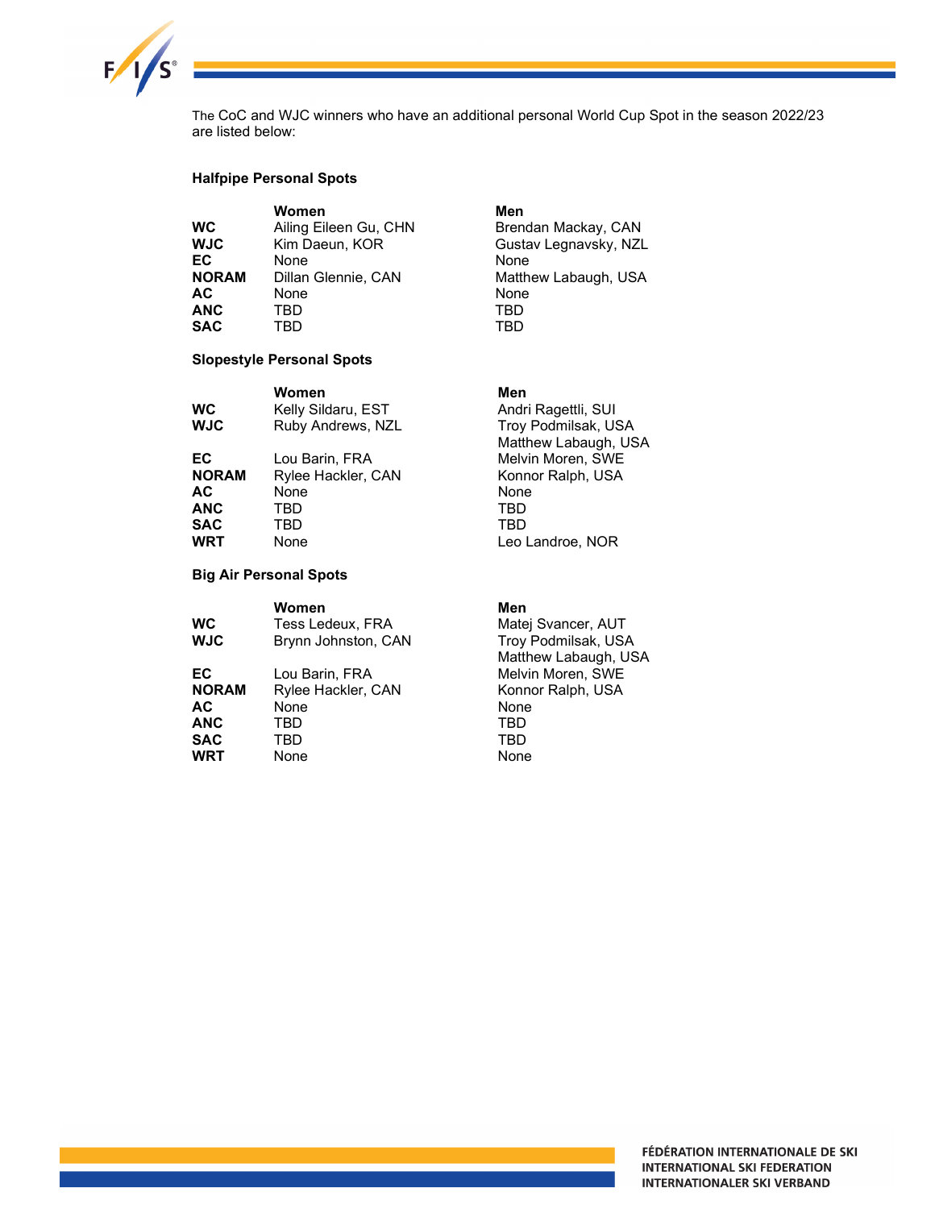The CoC and WJC winners who have an additional personal World Cup Spot in the season 2022/23 are listed below:

**Halfpipe Personal Spots**

| | Women | Men |
|---|---|---|
| **WC** | Ailing Eileen Gu, CHN | Brendan Mackay, CAN |
| **WJC** | Kim Daeun, KOR | Gustav Legnavsky, NZL |
| **EC** | None | None |
| **NORAM** | Dillan Glennie, CAN | Matthew Labaugh, USA |
| **AC** | None | None |
| **ANC** | TBD | TBD |
| **SAC** | TBD | TBD |

**Slopestyle Personal Spots**

| | Women | Men |
|---|---|---|
| **WC** | Kelly Sildaru, EST | Andri Ragettli, SUI |
| **WJC** | Ruby Andrews, NZL | Troy Podmilsak, USA<br>Matthew Labaugh, USA |
| **EC** | Lou Barin, FRA | Melvin Moren, SWE |
| **NORAM** | Rylee Hackler, CAN | Konnor Ralph, USA |
| **AC** | None | None |
| **ANC** | TBD | TBD |
| **SAC** | TBD | TBD |
| **WRT** | None | Leo Landroe, NOR |

**Big Air Personal Spots**

| | Women | Men |
|---|---|---|
| **WC** | Tess Ledeux, FRA | Matej Svancer, AUT |
| **WJC** | Brynn Johnston, CAN | Troy Podmilsak, USA<br>Matthew Labaugh, USA |
| **EC** | Lou Barin, FRA | Melvin Moren, SWE |
| **NORAM** | Rylee Hackler, CAN | Konnor Ralph, USA |
| **AC** | None | None |
| **ANC** | TBD | TBD |
| **SAC** | TBD | TBD |
| **WRT** | None | None |